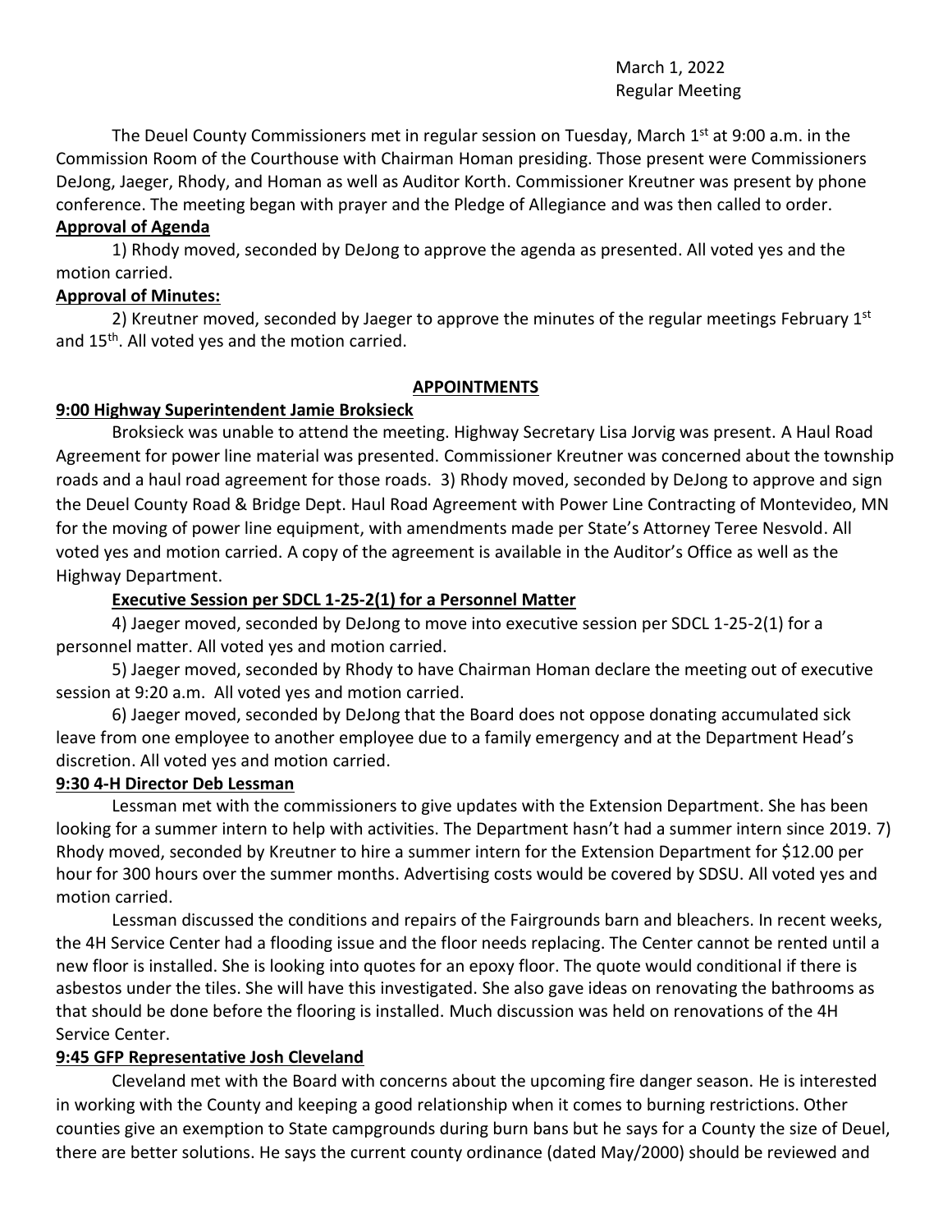March 1, 2022
Regular Meeting

The Deuel County Commissioners met in regular session on Tuesday, March 1st at 9:00 a.m. in the Commission Room of the Courthouse with Chairman Homan presiding. Those present were Commissioners DeJong, Jaeger, Rhody, and Homan as well as Auditor Korth. Commissioner Kreutner was present by phone conference. The meeting began with prayer and the Pledge of Allegiance and was then called to order.

**Approval of Agenda**

1) Rhody moved, seconded by DeJong to approve the agenda as presented. All voted yes and the motion carried.

**Approval of Minutes:**

2) Kreutner moved, seconded by Jaeger to approve the minutes of the regular meetings February 1st and 15th. All voted yes and the motion carried.

**APPOINTMENTS**

**9:00 Highway Superintendent Jamie Broksieck**

Broksieck was unable to attend the meeting. Highway Secretary Lisa Jorvig was present. A Haul Road Agreement for power line material was presented. Commissioner Kreutner was concerned about the township roads and a haul road agreement for those roads. 3) Rhody moved, seconded by DeJong to approve and sign the Deuel County Road & Bridge Dept. Haul Road Agreement with Power Line Contracting of Montevideo, MN for the moving of power line equipment, with amendments made per State's Attorney Teree Nesvold. All voted yes and motion carried. A copy of the agreement is available in the Auditor's Office as well as the Highway Department.

**Executive Session per SDCL 1-25-2(1) for a Personnel Matter**

4) Jaeger moved, seconded by DeJong to move into executive session per SDCL 1-25-2(1) for a personnel matter. All voted yes and motion carried.

5) Jaeger moved, seconded by Rhody to have Chairman Homan declare the meeting out of executive session at 9:20 a.m. All voted yes and motion carried.

6) Jaeger moved, seconded by DeJong that the Board does not oppose donating accumulated sick leave from one employee to another employee due to a family emergency and at the Department Head's discretion. All voted yes and motion carried.

**9:30 4-H Director Deb Lessman**

Lessman met with the commissioners to give updates with the Extension Department. She has been looking for a summer intern to help with activities. The Department hasn't had a summer intern since 2019. 7) Rhody moved, seconded by Kreutner to hire a summer intern for the Extension Department for $12.00 per hour for 300 hours over the summer months. Advertising costs would be covered by SDSU. All voted yes and motion carried.

Lessman discussed the conditions and repairs of the Fairgrounds barn and bleachers. In recent weeks, the 4H Service Center had a flooding issue and the floor needs replacing. The Center cannot be rented until a new floor is installed. She is looking into quotes for an epoxy floor. The quote would conditional if there is asbestos under the tiles. She will have this investigated. She also gave ideas on renovating the bathrooms as that should be done before the flooring is installed. Much discussion was held on renovations of the 4H Service Center.

**9:45 GFP Representative Josh Cleveland**

Cleveland met with the Board with concerns about the upcoming fire danger season. He is interested in working with the County and keeping a good relationship when it comes to burning restrictions. Other counties give an exemption to State campgrounds during burn bans but he says for a County the size of Deuel, there are better solutions. He says the current county ordinance (dated May/2000) should be reviewed and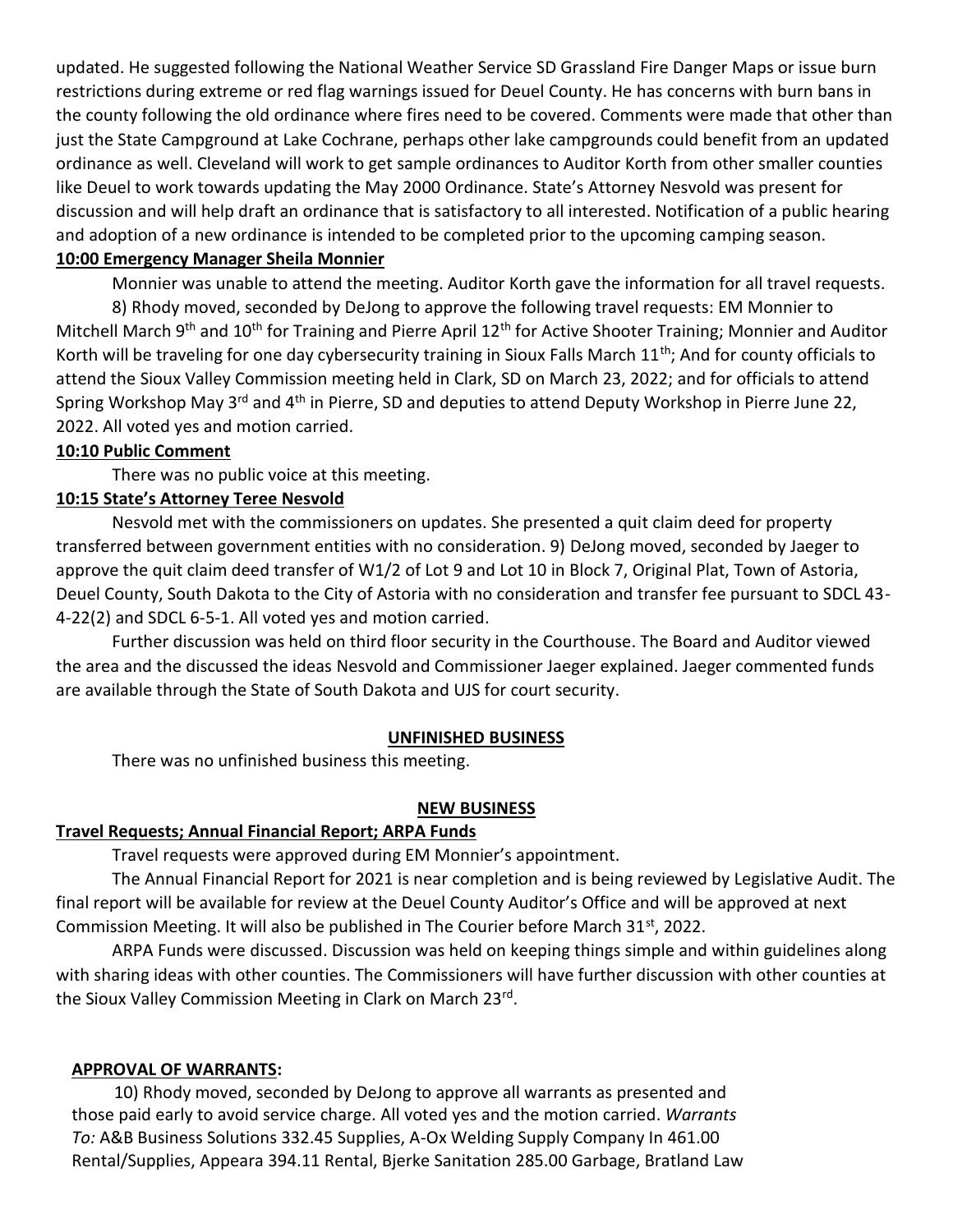updated. He suggested following the National Weather Service SD Grassland Fire Danger Maps or issue burn restrictions during extreme or red flag warnings issued for Deuel County. He has concerns with burn bans in the county following the old ordinance where fires need to be covered. Comments were made that other than just the State Campground at Lake Cochrane, perhaps other lake campgrounds could benefit from an updated ordinance as well. Cleveland will work to get sample ordinances to Auditor Korth from other smaller counties like Deuel to work towards updating the May 2000 Ordinance. State's Attorney Nesvold was present for discussion and will help draft an ordinance that is satisfactory to all interested. Notification of a public hearing and adoption of a new ordinance is intended to be completed prior to the upcoming camping season.

**10:00 Emergency Manager Sheila Monnier**

Monnier was unable to attend the meeting. Auditor Korth gave the information for all travel requests.

8) Rhody moved, seconded by DeJong to approve the following travel requests: EM Monnier to Mitchell March 9th and 10th for Training and Pierre April 12th for Active Shooter Training; Monnier and Auditor Korth will be traveling for one day cybersecurity training in Sioux Falls March 11th; And for county officials to attend the Sioux Valley Commission meeting held in Clark, SD on March 23, 2022; and for officials to attend Spring Workshop May 3rd and 4th in Pierre, SD and deputies to attend Deputy Workshop in Pierre June 22, 2022. All voted yes and motion carried.

**10:10 Public Comment**

There was no public voice at this meeting.

**10:15 State's Attorney Teree Nesvold**

Nesvold met with the commissioners on updates. She presented a quit claim deed for property transferred between government entities with no consideration. 9) DeJong moved, seconded by Jaeger to approve the quit claim deed transfer of W1/2 of Lot 9 and Lot 10 in Block 7, Original Plat, Town of Astoria, Deuel County, South Dakota to the City of Astoria with no consideration and transfer fee pursuant to SDCL 43-4-22(2) and SDCL 6-5-1. All voted yes and motion carried.

Further discussion was held on third floor security in the Courthouse. The Board and Auditor viewed the area and the discussed the ideas Nesvold and Commissioner Jaeger explained. Jaeger commented funds are available through the State of South Dakota and UJS for court security.

**UNFINISHED BUSINESS**

There was no unfinished business this meeting.

**NEW BUSINESS**

**Travel Requests; Annual Financial Report; ARPA Funds**

Travel requests were approved during EM Monnier's appointment.

The Annual Financial Report for 2021 is near completion and is being reviewed by Legislative Audit. The final report will be available for review at the Deuel County Auditor's Office and will be approved at next Commission Meeting. It will also be published in The Courier before March 31st, 2022.

ARPA Funds were discussed. Discussion was held on keeping things simple and within guidelines along with sharing ideas with other counties. The Commissioners will have further discussion with other counties at the Sioux Valley Commission Meeting in Clark on March 23rd.

**APPROVAL OF WARRANTS:**

10) Rhody moved, seconded by DeJong to approve all warrants as presented and those paid early to avoid service charge. All voted yes and the motion carried. *Warrants To:* A&B Business Solutions 332.45 Supplies, A-Ox Welding Supply Company In 461.00 Rental/Supplies, Appeara 394.11 Rental, Bjerke Sanitation 285.00 Garbage, Bratland Law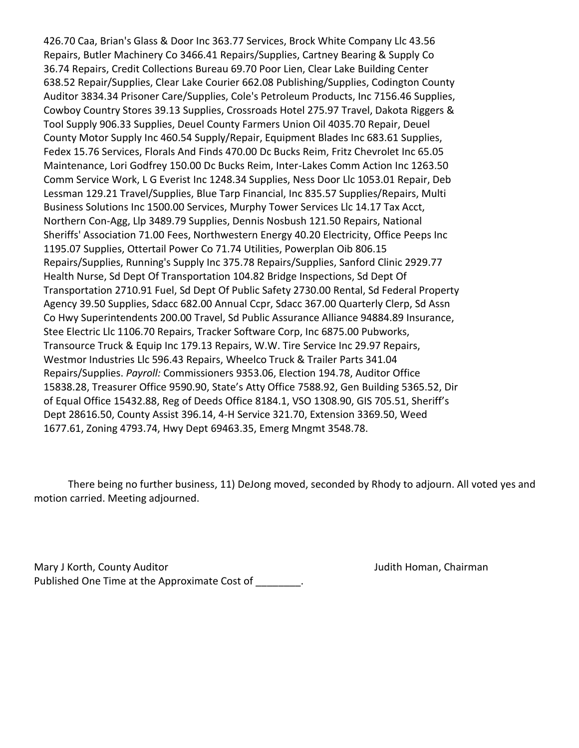426.70 Caa, Brian's Glass & Door Inc 363.77 Services, Brock White Company Llc 43.56 Repairs, Butler Machinery Co 3466.41 Repairs/Supplies, Cartney Bearing & Supply Co 36.74 Repairs, Credit Collections Bureau 69.70 Poor Lien, Clear Lake Building Center 638.52 Repair/Supplies, Clear Lake Courier 662.08 Publishing/Supplies, Codington County Auditor 3834.34 Prisoner Care/Supplies, Cole's Petroleum Products, Inc 7156.46 Supplies, Cowboy Country Stores 39.13 Supplies, Crossroads Hotel 275.97 Travel, Dakota Riggers & Tool Supply 906.33 Supplies, Deuel County Farmers Union Oil 4035.70 Repair, Deuel County Motor Supply Inc 460.54 Supply/Repair, Equipment Blades Inc 683.61 Supplies, Fedex 15.76 Services, Florals And Finds 470.00 Dc Bucks Reim, Fritz Chevrolet Inc 65.05 Maintenance, Lori Godfrey 150.00 Dc Bucks Reim, Inter-Lakes Comm Action Inc 1263.50 Comm Service Work, L G Everist Inc 1248.34 Supplies, Ness Door Llc 1053.01 Repair, Deb Lessman 129.21 Travel/Supplies, Blue Tarp Financial, Inc 835.57 Supplies/Repairs, Multi Business Solutions Inc 1500.00 Services, Murphy Tower Services Llc 14.17 Tax Acct, Northern Con-Agg, Llp 3489.79 Supplies, Dennis Nosbush 121.50 Repairs, National Sheriffs' Association 71.00 Fees, Northwestern Energy 40.20 Electricity, Office Peeps Inc 1195.07 Supplies, Ottertail Power Co 71.74 Utilities, Powerplan Oib 806.15 Repairs/Supplies, Running's Supply Inc 375.78 Repairs/Supplies, Sanford Clinic 2929.77 Health Nurse, Sd Dept Of Transportation 104.82 Bridge Inspections, Sd Dept Of Transportation 2710.91 Fuel, Sd Dept Of Public Safety 2730.00 Rental, Sd Federal Property Agency 39.50 Supplies, Sdacc 682.00 Annual Ccpr, Sdacc 367.00 Quarterly Clerp, Sd Assn Co Hwy Superintendents 200.00 Travel, Sd Public Assurance Alliance 94884.89 Insurance, Stee Electric Llc 1106.70 Repairs, Tracker Software Corp, Inc 6875.00 Pubworks, Transource Truck & Equip Inc 179.13 Repairs, W.W. Tire Service Inc 29.97 Repairs, Westmor Industries Llc 596.43 Repairs, Wheelco Truck & Trailer Parts 341.04 Repairs/Supplies. *Payroll:* Commissioners 9353.06, Election 194.78, Auditor Office 15838.28, Treasurer Office 9590.90, State's Atty Office 7588.92, Gen Building 5365.52, Dir of Equal Office 15432.88, Reg of Deeds Office 8184.1, VSO 1308.90, GIS 705.51, Sheriff's Dept 28616.50, County Assist 396.14, 4-H Service 321.70, Extension 3369.50, Weed 1677.61, Zoning 4793.74, Hwy Dept 69463.35, Emerg Mngmt 3548.78.

There being no further business, 11) DeJong moved, seconded by Rhody to adjourn. All voted yes and motion carried. Meeting adjourned.

Mary J Korth, County Auditor

Judith Homan, Chairman

Published One Time at the Approximate Cost of ________.